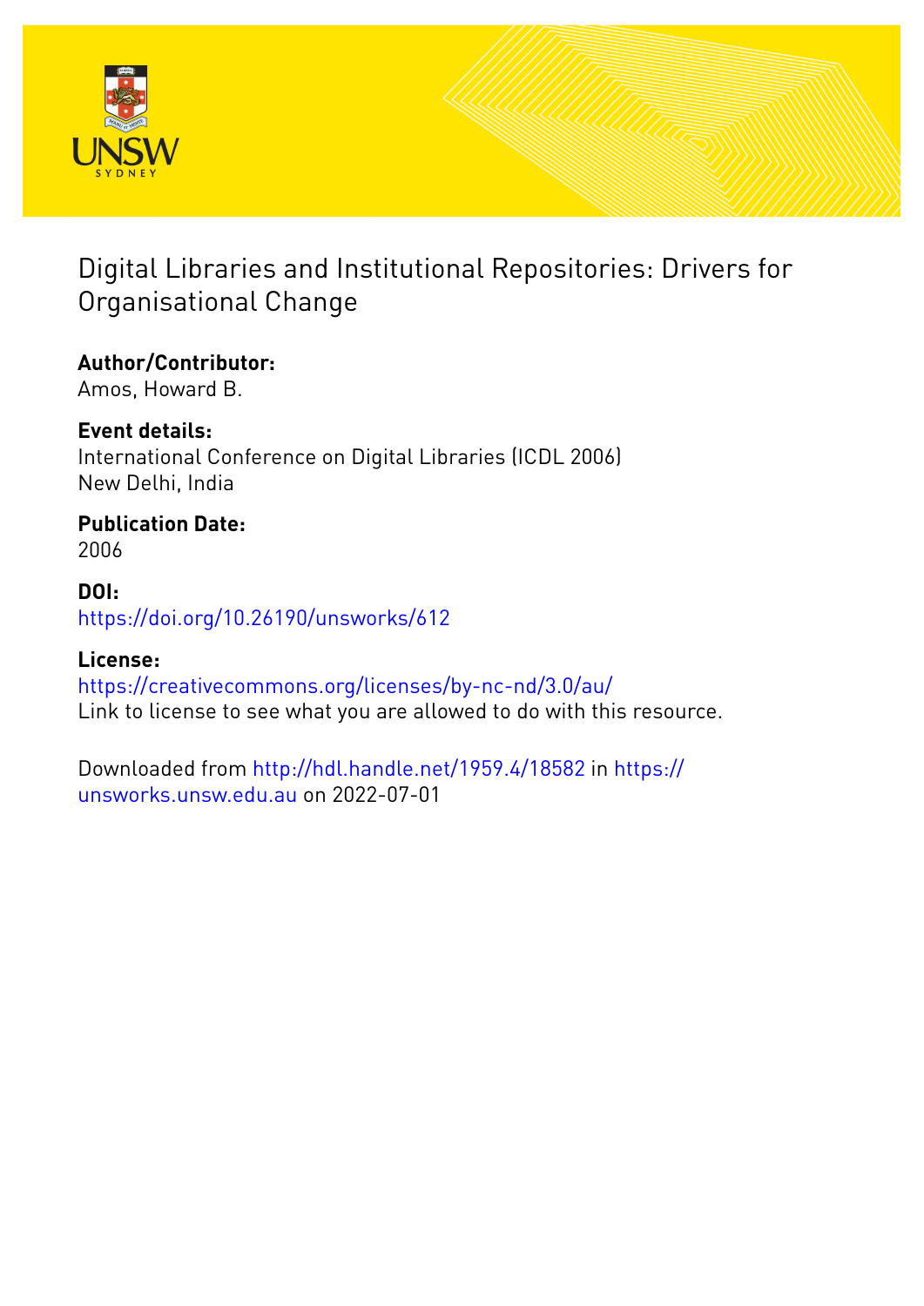# Digital Libraries and Institutional Repositories: Drivers for Organisational Change

**Author/Contributor:**
Amos, Howard B.

**Event details:**
International Conference on Digital Libraries (ICDL 2006)
New Delhi, India

**Publication Date:**
2006

**DOI:**
https://doi.org/10.26190/unsworks/612

**License:**
https://creativecommons.org/licenses/by-nc-nd/3.0/au/
Link to license to see what you are allowed to do with this resource.

Downloaded from http://hdl.handle.net/1959.4/18582 in https://unsworks.unsw.edu.au on 2022-07-01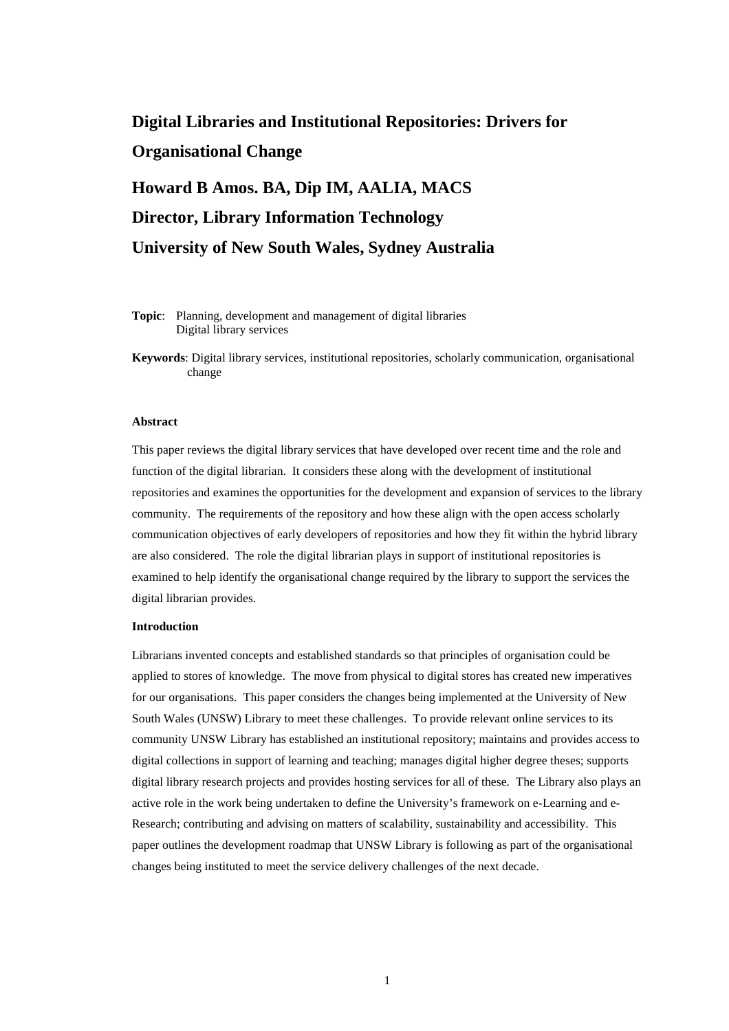# Digital Libraries and Institutional Repositories: Drivers for Organisational Change

## Howard B Amos. BA, Dip IM, AALIA, MACS

## Director, Library Information Technology

## University of New South Wales, Sydney Australia

**Topic**: Planning, development and management of digital libraries
Digital library services

**Keywords**: Digital library services, institutional repositories, scholarly communication, organisational change

**Abstract**

This paper reviews the digital library services that have developed over recent time and the role and function of the digital librarian. It considers these along with the development of institutional repositories and examines the opportunities for the development and expansion of services to the library community. The requirements of the repository and how these align with the open access scholarly communication objectives of early developers of repositories and how they fit within the hybrid library are also considered. The role the digital librarian plays in support of institutional repositories is examined to help identify the organisational change required by the library to support the services the digital librarian provides.

**Introduction**

Librarians invented concepts and established standards so that principles of organisation could be applied to stores of knowledge. The move from physical to digital stores has created new imperatives for our organisations. This paper considers the changes being implemented at the University of New South Wales (UNSW) Library to meet these challenges. To provide relevant online services to its community UNSW Library has established an institutional repository; maintains and provides access to digital collections in support of learning and teaching; manages digital higher degree theses; supports digital library research projects and provides hosting services for all of these. The Library also plays an active role in the work being undertaken to define the University's framework on e-Learning and e-Research; contributing and advising on matters of scalability, sustainability and accessibility. This paper outlines the development roadmap that UNSW Library is following as part of the organisational changes being instituted to meet the service delivery challenges of the next decade.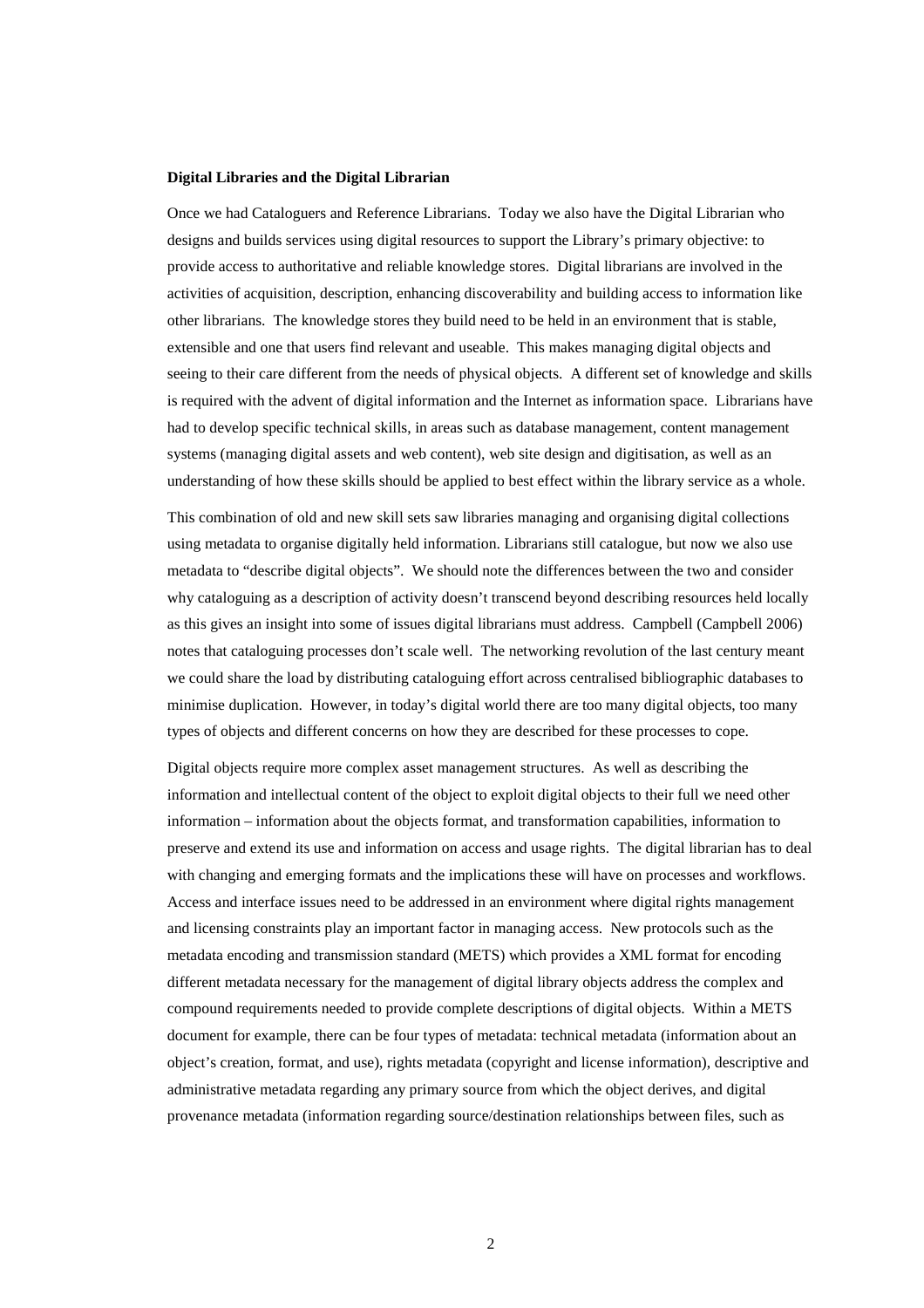**Digital Libraries and the Digital Librarian**

Once we had Cataloguers and Reference Librarians. Today we also have the Digital Librarian who designs and builds services using digital resources to support the Library's primary objective: to provide access to authoritative and reliable knowledge stores. Digital librarians are involved in the activities of acquisition, description, enhancing discoverability and building access to information like other librarians. The knowledge stores they build need to be held in an environment that is stable, extensible and one that users find relevant and useable. This makes managing digital objects and seeing to their care different from the needs of physical objects. A different set of knowledge and skills is required with the advent of digital information and the Internet as information space. Librarians have had to develop specific technical skills, in areas such as database management, content management systems (managing digital assets and web content), web site design and digitisation, as well as an understanding of how these skills should be applied to best effect within the library service as a whole.

This combination of old and new skill sets saw libraries managing and organising digital collections using metadata to organise digitally held information. Librarians still catalogue, but now we also use metadata to "describe digital objects". We should note the differences between the two and consider why cataloguing as a description of activity doesn't transcend beyond describing resources held locally as this gives an insight into some of issues digital librarians must address. Campbell (Campbell 2006) notes that cataloguing processes don't scale well. The networking revolution of the last century meant we could share the load by distributing cataloguing effort across centralised bibliographic databases to minimise duplication. However, in today's digital world there are too many digital objects, too many types of objects and different concerns on how they are described for these processes to cope.

Digital objects require more complex asset management structures. As well as describing the information and intellectual content of the object to exploit digital objects to their full we need other information – information about the objects format, and transformation capabilities, information to preserve and extend its use and information on access and usage rights. The digital librarian has to deal with changing and emerging formats and the implications these will have on processes and workflows. Access and interface issues need to be addressed in an environment where digital rights management and licensing constraints play an important factor in managing access. New protocols such as the metadata encoding and transmission standard (METS) which provides a XML format for encoding different metadata necessary for the management of digital library objects address the complex and compound requirements needed to provide complete descriptions of digital objects. Within a METS document for example, there can be four types of metadata: technical metadata (information about an object's creation, format, and use), rights metadata (copyright and license information), descriptive and administrative metadata regarding any primary source from which the object derives, and digital provenance metadata (information regarding source/destination relationships between files, such as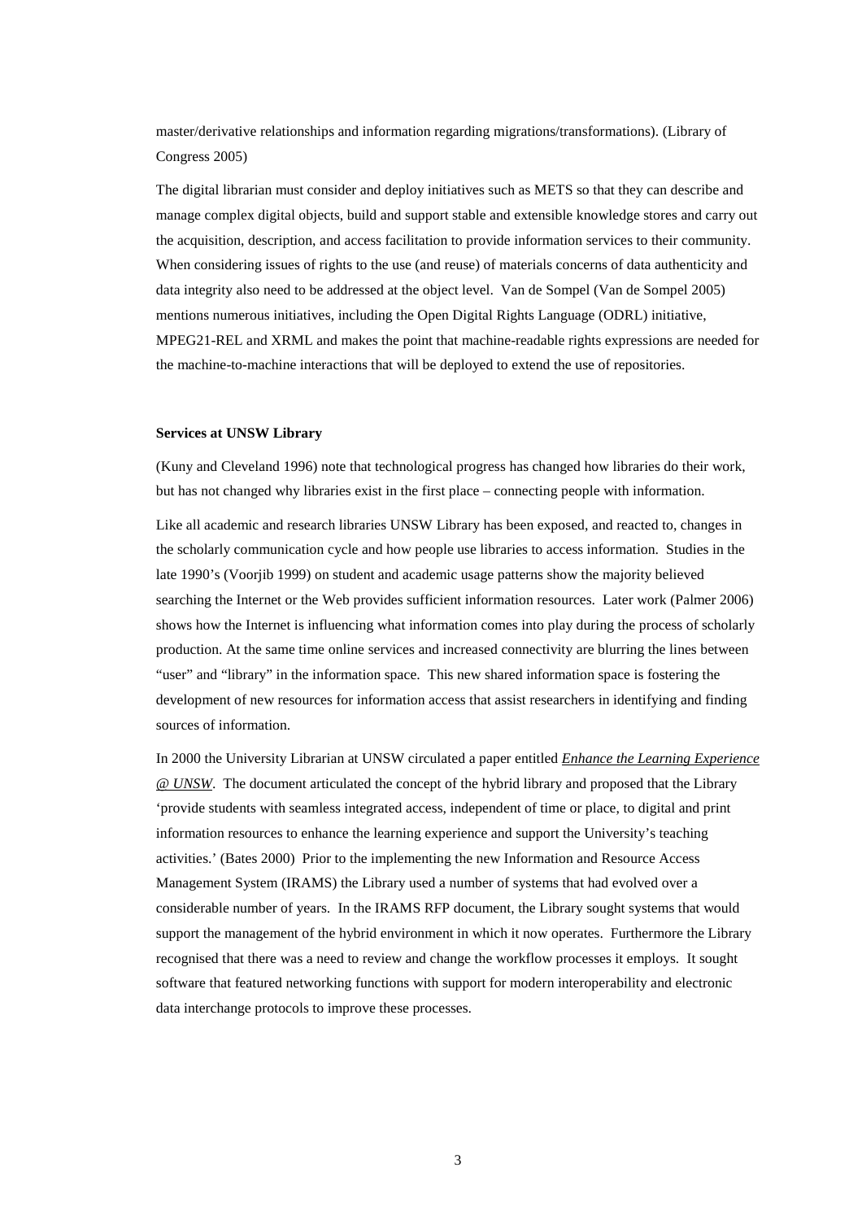master/derivative relationships and information regarding migrations/transformations). (Library of Congress 2005)

The digital librarian must consider and deploy initiatives such as METS so that they can describe and manage complex digital objects, build and support stable and extensible knowledge stores and carry out the acquisition, description, and access facilitation to provide information services to their community. When considering issues of rights to the use (and reuse) of materials concerns of data authenticity and data integrity also need to be addressed at the object level. Van de Sompel (Van de Sompel 2005) mentions numerous initiatives, including the Open Digital Rights Language (ODRL) initiative, MPEG21-REL and XRML and makes the point that machine-readable rights expressions are needed for the machine-to-machine interactions that will be deployed to extend the use of repositories.

**Services at UNSW Library**

(Kuny and Cleveland 1996) note that technological progress has changed how libraries do their work, but has not changed why libraries exist in the first place – connecting people with information.

Like all academic and research libraries UNSW Library has been exposed, and reacted to, changes in the scholarly communication cycle and how people use libraries to access information. Studies in the late 1990's (Voorjib 1999) on student and academic usage patterns show the majority believed searching the Internet or the Web provides sufficient information resources. Later work (Palmer 2006) shows how the Internet is influencing what information comes into play during the process of scholarly production. At the same time online services and increased connectivity are blurring the lines between "user" and "library" in the information space. This new shared information space is fostering the development of new resources for information access that assist researchers in identifying and finding sources of information.

In 2000 the University Librarian at UNSW circulated a paper entitled *Enhance the Learning Experience @ UNSW*. The document articulated the concept of the hybrid library and proposed that the Library 'provide students with seamless integrated access, independent of time or place, to digital and print information resources to enhance the learning experience and support the University's teaching activities.' (Bates 2000) Prior to the implementing the new Information and Resource Access Management System (IRAMS) the Library used a number of systems that had evolved over a considerable number of years. In the IRAMS RFP document, the Library sought systems that would support the management of the hybrid environment in which it now operates. Furthermore the Library recognised that there was a need to review and change the workflow processes it employs. It sought software that featured networking functions with support for modern interoperability and electronic data interchange protocols to improve these processes.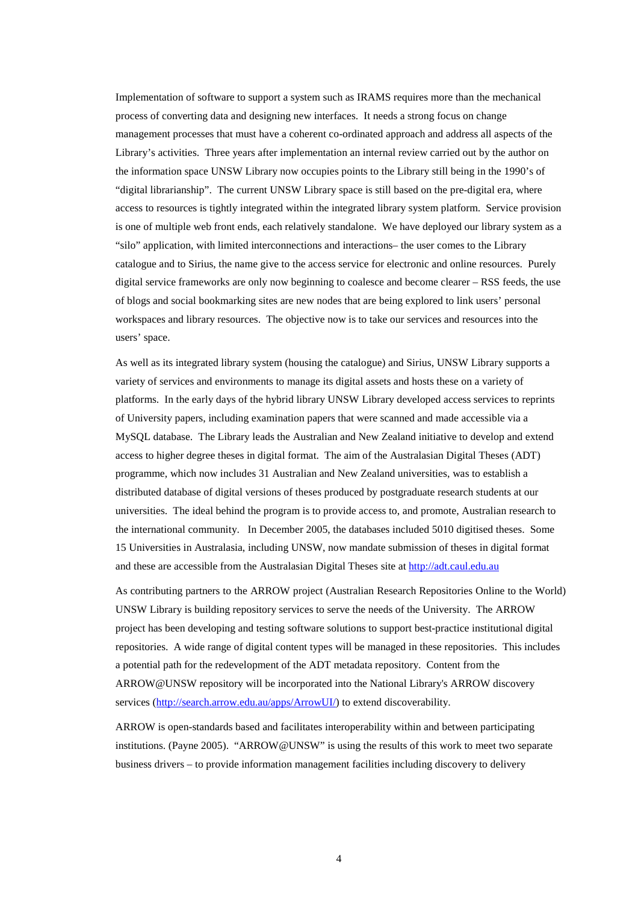Implementation of software to support a system such as IRAMS requires more than the mechanical process of converting data and designing new interfaces. It needs a strong focus on change management processes that must have a coherent co-ordinated approach and address all aspects of the Library's activities. Three years after implementation an internal review carried out by the author on the information space UNSW Library now occupies points to the Library still being in the 1990's of "digital librarianship". The current UNSW Library space is still based on the pre-digital era, where access to resources is tightly integrated within the integrated library system platform. Service provision is one of multiple web front ends, each relatively standalone. We have deployed our library system as a "silo" application, with limited interconnections and interactions– the user comes to the Library catalogue and to Sirius, the name give to the access service for electronic and online resources. Purely digital service frameworks are only now beginning to coalesce and become clearer – RSS feeds, the use of blogs and social bookmarking sites are new nodes that are being explored to link users' personal workspaces and library resources. The objective now is to take our services and resources into the users' space.

As well as its integrated library system (housing the catalogue) and Sirius, UNSW Library supports a variety of services and environments to manage its digital assets and hosts these on a variety of platforms. In the early days of the hybrid library UNSW Library developed access services to reprints of University papers, including examination papers that were scanned and made accessible via a MySQL database. The Library leads the Australian and New Zealand initiative to develop and extend access to higher degree theses in digital format. The aim of the Australasian Digital Theses (ADT) programme, which now includes 31 Australian and New Zealand universities, was to establish a distributed database of digital versions of theses produced by postgraduate research students at our universities. The ideal behind the program is to provide access to, and promote, Australian research to the international community. In December 2005, the databases included 5010 digitised theses. Some 15 Universities in Australasia, including UNSW, now mandate submission of theses in digital format and these are accessible from the Australasian Digital Theses site at http://adt.caul.edu.au

As contributing partners to the ARROW project (Australian Research Repositories Online to the World) UNSW Library is building repository services to serve the needs of the University. The ARROW project has been developing and testing software solutions to support best-practice institutional digital repositories. A wide range of digital content types will be managed in these repositories. This includes a potential path for the redevelopment of the ADT metadata repository. Content from the ARROW@UNSW repository will be incorporated into the National Library's ARROW discovery services (http://search.arrow.edu.au/apps/ArrowUI/) to extend discoverability.

ARROW is open-standards based and facilitates interoperability within and between participating institutions. (Payne 2005). "ARROW@UNSW" is using the results of this work to meet two separate business drivers – to provide information management facilities including discovery to delivery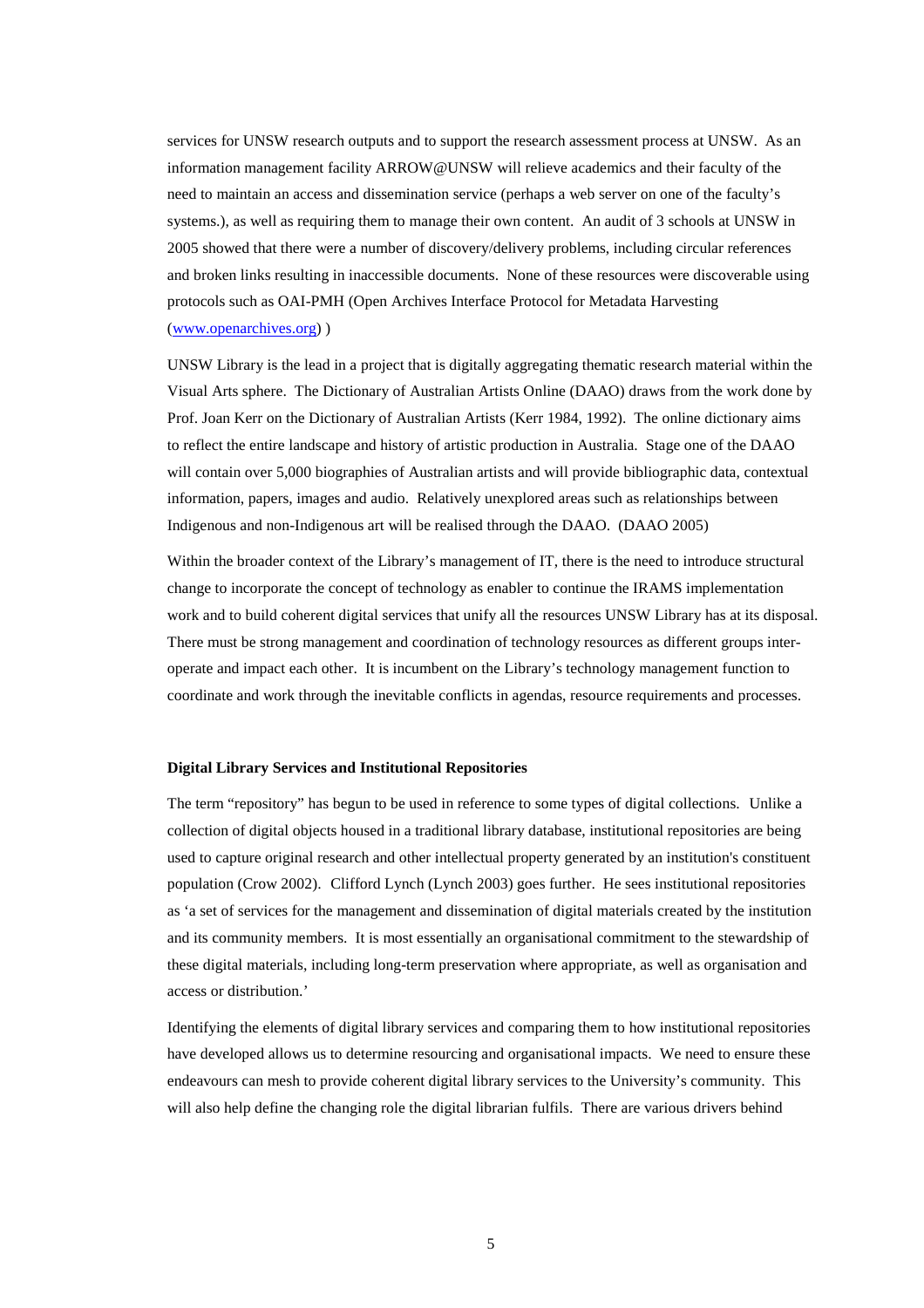services for UNSW research outputs and to support the research assessment process at UNSW. As an information management facility ARROW@UNSW will relieve academics and their faculty of the need to maintain an access and dissemination service (perhaps a web server on one of the faculty's systems.), as well as requiring them to manage their own content. An audit of 3 schools at UNSW in 2005 showed that there were a number of discovery/delivery problems, including circular references and broken links resulting in inaccessible documents. None of these resources were discoverable using protocols such as OAI-PMH (Open Archives Interface Protocol for Metadata Harvesting (www.openarchives.org) )

UNSW Library is the lead in a project that is digitally aggregating thematic research material within the Visual Arts sphere. The Dictionary of Australian Artists Online (DAAO) draws from the work done by Prof. Joan Kerr on the Dictionary of Australian Artists (Kerr 1984, 1992). The online dictionary aims to reflect the entire landscape and history of artistic production in Australia. Stage one of the DAAO will contain over 5,000 biographies of Australian artists and will provide bibliographic data, contextual information, papers, images and audio. Relatively unexplored areas such as relationships between Indigenous and non-Indigenous art will be realised through the DAAO. (DAAO 2005)

Within the broader context of the Library's management of IT, there is the need to introduce structural change to incorporate the concept of technology as enabler to continue the IRAMS implementation work and to build coherent digital services that unify all the resources UNSW Library has at its disposal. There must be strong management and coordination of technology resources as different groups inter-operate and impact each other. It is incumbent on the Library's technology management function to coordinate and work through the inevitable conflicts in agendas, resource requirements and processes.

**Digital Library Services and Institutional Repositories**

The term "repository" has begun to be used in reference to some types of digital collections. Unlike a collection of digital objects housed in a traditional library database, institutional repositories are being used to capture original research and other intellectual property generated by an institution's constituent population (Crow 2002). Clifford Lynch (Lynch 2003) goes further. He sees institutional repositories as 'a set of services for the management and dissemination of digital materials created by the institution and its community members. It is most essentially an organisational commitment to the stewardship of these digital materials, including long-term preservation where appropriate, as well as organisation and access or distribution.'

Identifying the elements of digital library services and comparing them to how institutional repositories have developed allows us to determine resourcing and organisational impacts. We need to ensure these endeavours can mesh to provide coherent digital library services to the University's community. This will also help define the changing role the digital librarian fulfils. There are various drivers behind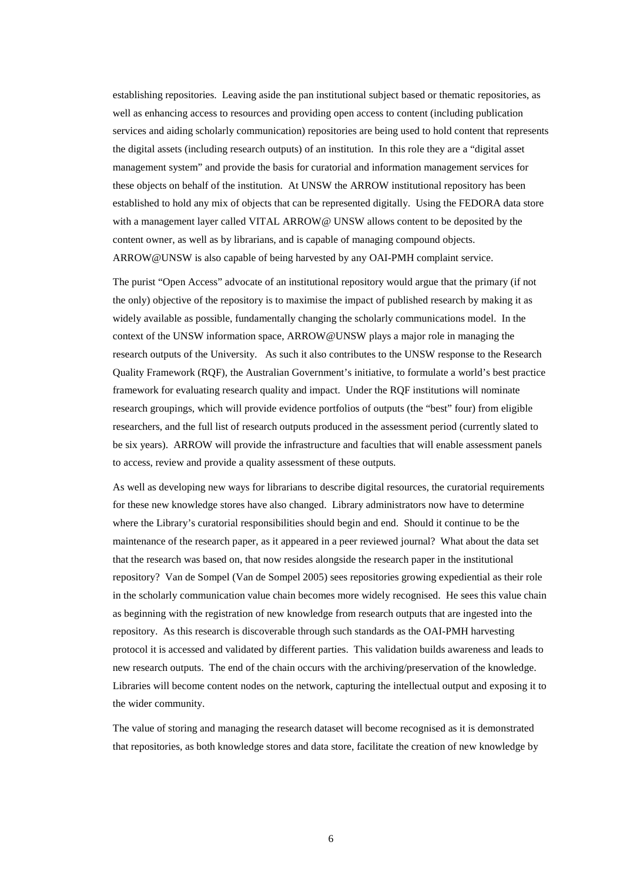establishing repositories. Leaving aside the pan institutional subject based or thematic repositories, as well as enhancing access to resources and providing open access to content (including publication services and aiding scholarly communication) repositories are being used to hold content that represents the digital assets (including research outputs) of an institution. In this role they are a "digital asset management system" and provide the basis for curatorial and information management services for these objects on behalf of the institution. At UNSW the ARROW institutional repository has been established to hold any mix of objects that can be represented digitally. Using the FEDORA data store with a management layer called VITAL ARROW@ UNSW allows content to be deposited by the content owner, as well as by librarians, and is capable of managing compound objects. ARROW@UNSW is also capable of being harvested by any OAI-PMH complaint service.

The purist "Open Access" advocate of an institutional repository would argue that the primary (if not the only) objective of the repository is to maximise the impact of published research by making it as widely available as possible, fundamentally changing the scholarly communications model. In the context of the UNSW information space, ARROW@UNSW plays a major role in managing the research outputs of the University. As such it also contributes to the UNSW response to the Research Quality Framework (RQF), the Australian Government's initiative, to formulate a world's best practice framework for evaluating research quality and impact. Under the RQF institutions will nominate research groupings, which will provide evidence portfolios of outputs (the "best" four) from eligible researchers, and the full list of research outputs produced in the assessment period (currently slated to be six years). ARROW will provide the infrastructure and faculties that will enable assessment panels to access, review and provide a quality assessment of these outputs.

As well as developing new ways for librarians to describe digital resources, the curatorial requirements for these new knowledge stores have also changed. Library administrators now have to determine where the Library's curatorial responsibilities should begin and end. Should it continue to be the maintenance of the research paper, as it appeared in a peer reviewed journal? What about the data set that the research was based on, that now resides alongside the research paper in the institutional repository? Van de Sompel (Van de Sompel 2005) sees repositories growing expediential as their role in the scholarly communication value chain becomes more widely recognised. He sees this value chain as beginning with the registration of new knowledge from research outputs that are ingested into the repository. As this research is discoverable through such standards as the OAI-PMH harvesting protocol it is accessed and validated by different parties. This validation builds awareness and leads to new research outputs. The end of the chain occurs with the archiving/preservation of the knowledge. Libraries will become content nodes on the network, capturing the intellectual output and exposing it to the wider community.

The value of storing and managing the research dataset will become recognised as it is demonstrated that repositories, as both knowledge stores and data store, facilitate the creation of new knowledge by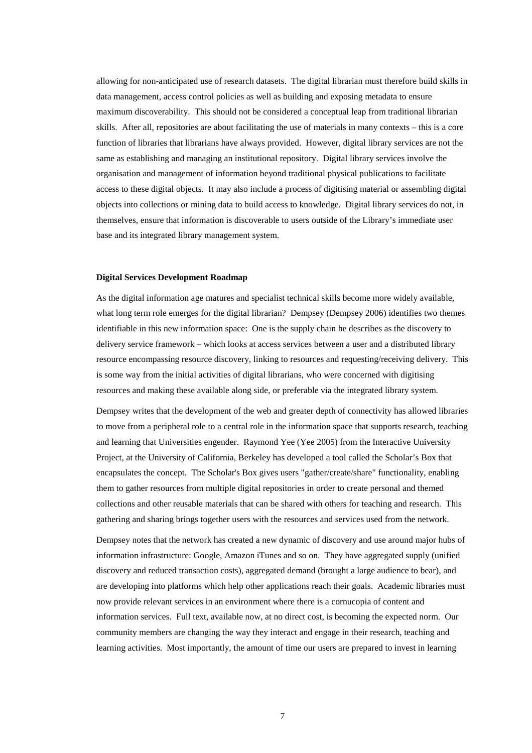allowing for non-anticipated use of research datasets. The digital librarian must therefore build skills in data management, access control policies as well as building and exposing metadata to ensure maximum discoverability. This should not be considered a conceptual leap from traditional librarian skills. After all, repositories are about facilitating the use of materials in many contexts – this is a core function of libraries that librarians have always provided. However, digital library services are not the same as establishing and managing an institutional repository. Digital library services involve the organisation and management of information beyond traditional physical publications to facilitate access to these digital objects. It may also include a process of digitising material or assembling digital objects into collections or mining data to build access to knowledge. Digital library services do not, in themselves, ensure that information is discoverable to users outside of the Library's immediate user base and its integrated library management system.

**Digital Services Development Roadmap**

As the digital information age matures and specialist technical skills become more widely available, what long term role emerges for the digital librarian? Dempsey (Dempsey 2006) identifies two themes identifiable in this new information space: One is the supply chain he describes as the discovery to delivery service framework – which looks at access services between a user and a distributed library resource encompassing resource discovery, linking to resources and requesting/receiving delivery. This is some way from the initial activities of digital librarians, who were concerned with digitising resources and making these available along side, or preferable via the integrated library system.

Dempsey writes that the development of the web and greater depth of connectivity has allowed libraries to move from a peripheral role to a central role in the information space that supports research, teaching and learning that Universities engender. Raymond Yee (Yee 2005) from the Interactive University Project, at the University of California, Berkeley has developed a tool called the Scholar's Box that encapsulates the concept. The Scholar's Box gives users "gather/create/share" functionality, enabling them to gather resources from multiple digital repositories in order to create personal and themed collections and other reusable materials that can be shared with others for teaching and research. This gathering and sharing brings together users with the resources and services used from the network.

Dempsey notes that the network has created a new dynamic of discovery and use around major hubs of information infrastructure: Google, Amazon iTunes and so on. They have aggregated supply (unified discovery and reduced transaction costs), aggregated demand (brought a large audience to bear), and are developing into platforms which help other applications reach their goals. Academic libraries must now provide relevant services in an environment where there is a cornucopia of content and information services. Full text, available now, at no direct cost, is becoming the expected norm. Our community members are changing the way they interact and engage in their research, teaching and learning activities. Most importantly, the amount of time our users are prepared to invest in learning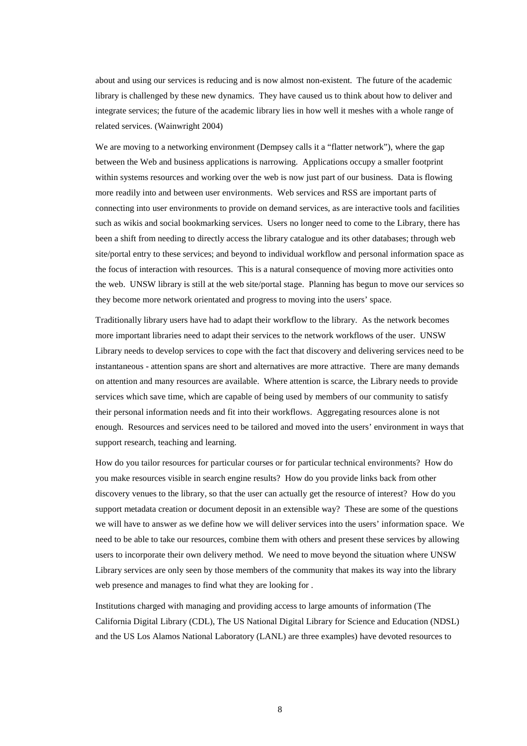about and using our services is reducing and is now almost non-existent. The future of the academic library is challenged by these new dynamics. They have caused us to think about how to deliver and integrate services; the future of the academic library lies in how well it meshes with a whole range of related services. (Wainwright 2004)

We are moving to a networking environment (Dempsey calls it a "flatter network"), where the gap between the Web and business applications is narrowing. Applications occupy a smaller footprint within systems resources and working over the web is now just part of our business. Data is flowing more readily into and between user environments. Web services and RSS are important parts of connecting into user environments to provide on demand services, as are interactive tools and facilities such as wikis and social bookmarking services. Users no longer need to come to the Library, there has been a shift from needing to directly access the library catalogue and its other databases; through web site/portal entry to these services; and beyond to individual workflow and personal information space as the focus of interaction with resources. This is a natural consequence of moving more activities onto the web. UNSW library is still at the web site/portal stage. Planning has begun to move our services so they become more network orientated and progress to moving into the users' space.

Traditionally library users have had to adapt their workflow to the library. As the network becomes more important libraries need to adapt their services to the network workflows of the user. UNSW Library needs to develop services to cope with the fact that discovery and delivering services need to be instantaneous - attention spans are short and alternatives are more attractive. There are many demands on attention and many resources are available. Where attention is scarce, the Library needs to provide services which save time, which are capable of being used by members of our community to satisfy their personal information needs and fit into their workflows. Aggregating resources alone is not enough. Resources and services need to be tailored and moved into the users' environment in ways that support research, teaching and learning.

How do you tailor resources for particular courses or for particular technical environments? How do you make resources visible in search engine results? How do you provide links back from other discovery venues to the library, so that the user can actually get the resource of interest? How do you support metadata creation or document deposit in an extensible way? These are some of the questions we will have to answer as we define how we will deliver services into the users' information space. We need to be able to take our resources, combine them with others and present these services by allowing users to incorporate their own delivery method. We need to move beyond the situation where UNSW Library services are only seen by those members of the community that makes its way into the library web presence and manages to find what they are looking for .

Institutions charged with managing and providing access to large amounts of information (The California Digital Library (CDL), The US National Digital Library for Science and Education (NDSL) and the US Los Alamos National Laboratory (LANL) are three examples) have devoted resources to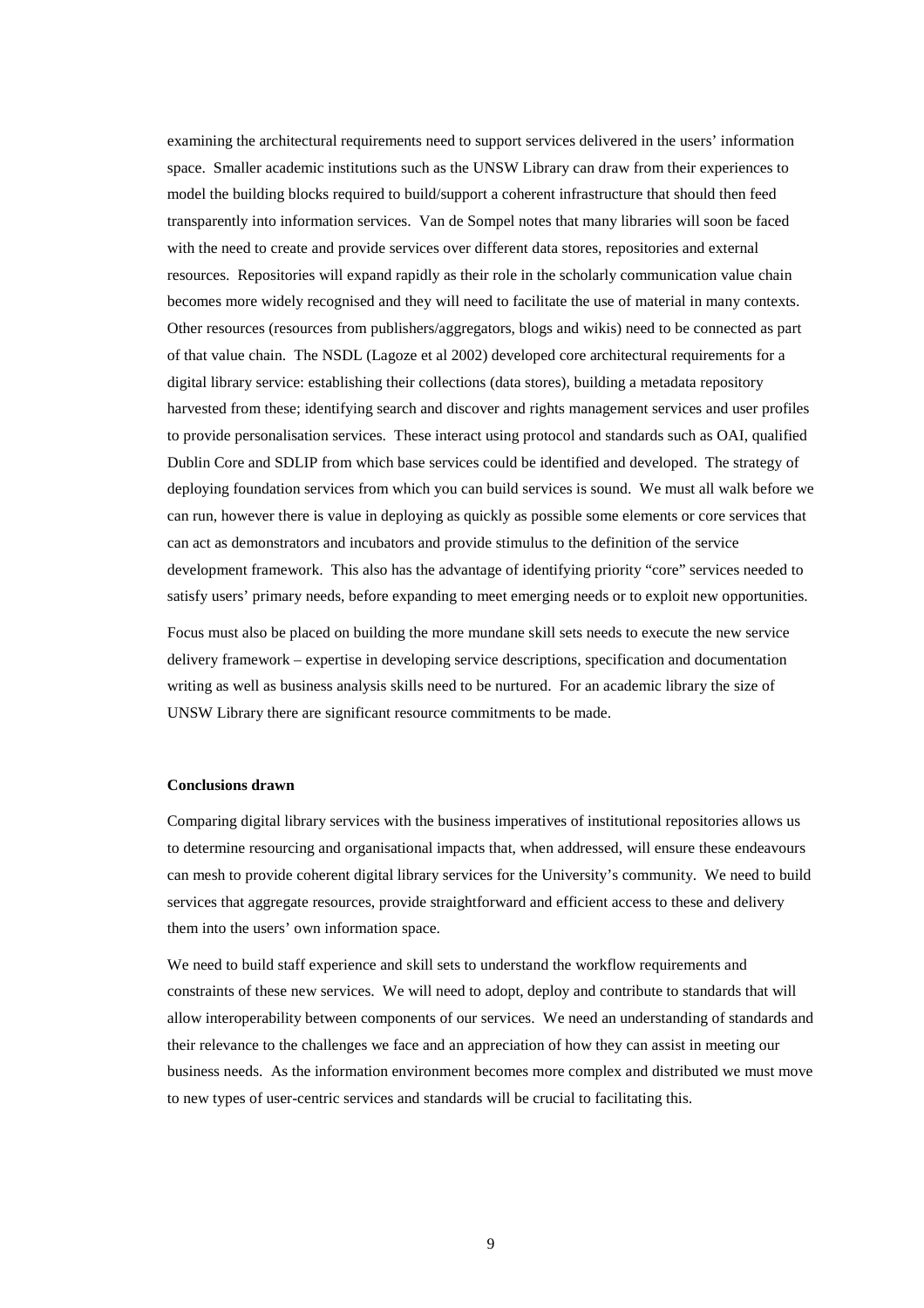examining the architectural requirements need to support services delivered in the users' information space. Smaller academic institutions such as the UNSW Library can draw from their experiences to model the building blocks required to build/support a coherent infrastructure that should then feed transparently into information services. Van de Sompel notes that many libraries will soon be faced with the need to create and provide services over different data stores, repositories and external resources. Repositories will expand rapidly as their role in the scholarly communication value chain becomes more widely recognised and they will need to facilitate the use of material in many contexts. Other resources (resources from publishers/aggregators, blogs and wikis) need to be connected as part of that value chain. The NSDL (Lagoze et al 2002) developed core architectural requirements for a digital library service: establishing their collections (data stores), building a metadata repository harvested from these; identifying search and discover and rights management services and user profiles to provide personalisation services. These interact using protocol and standards such as OAI, qualified Dublin Core and SDLIP from which base services could be identified and developed. The strategy of deploying foundation services from which you can build services is sound. We must all walk before we can run, however there is value in deploying as quickly as possible some elements or core services that can act as demonstrators and incubators and provide stimulus to the definition of the service development framework. This also has the advantage of identifying priority "core" services needed to satisfy users' primary needs, before expanding to meet emerging needs or to exploit new opportunities.

Focus must also be placed on building the more mundane skill sets needs to execute the new service delivery framework – expertise in developing service descriptions, specification and documentation writing as well as business analysis skills need to be nurtured. For an academic library the size of UNSW Library there are significant resource commitments to be made.

**Conclusions drawn**

Comparing digital library services with the business imperatives of institutional repositories allows us to determine resourcing and organisational impacts that, when addressed, will ensure these endeavours can mesh to provide coherent digital library services for the University's community. We need to build services that aggregate resources, provide straightforward and efficient access to these and delivery them into the users' own information space.

We need to build staff experience and skill sets to understand the workflow requirements and constraints of these new services. We will need to adopt, deploy and contribute to standards that will allow interoperability between components of our services. We need an understanding of standards and their relevance to the challenges we face and an appreciation of how they can assist in meeting our business needs. As the information environment becomes more complex and distributed we must move to new types of user-centric services and standards will be crucial to facilitating this.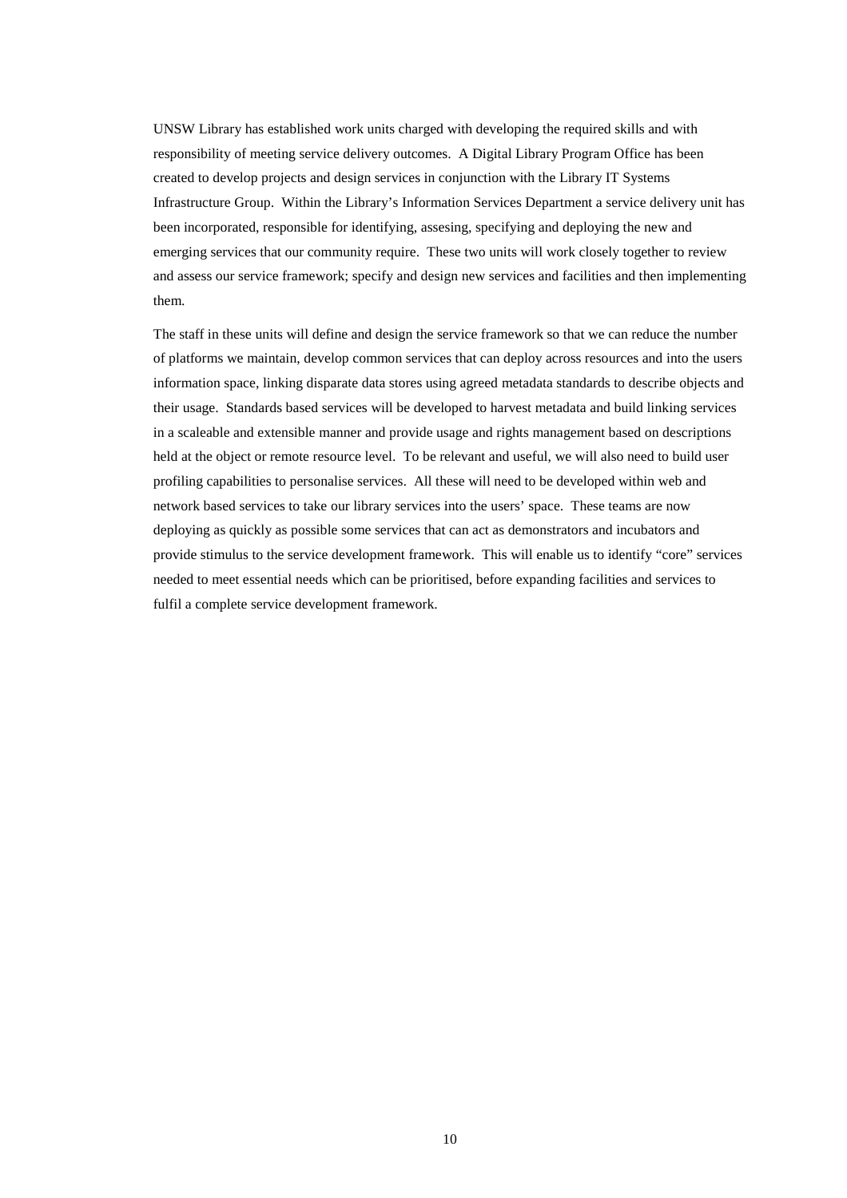UNSW Library has established work units charged with developing the required skills and with responsibility of meeting service delivery outcomes. A Digital Library Program Office has been created to develop projects and design services in conjunction with the Library IT Systems Infrastructure Group. Within the Library's Information Services Department a service delivery unit has been incorporated, responsible for identifying, assesing, specifying and deploying the new and emerging services that our community require. These two units will work closely together to review and assess our service framework; specify and design new services and facilities and then implementing them.

The staff in these units will define and design the service framework so that we can reduce the number of platforms we maintain, develop common services that can deploy across resources and into the users information space, linking disparate data stores using agreed metadata standards to describe objects and their usage. Standards based services will be developed to harvest metadata and build linking services in a scaleable and extensible manner and provide usage and rights management based on descriptions held at the object or remote resource level. To be relevant and useful, we will also need to build user profiling capabilities to personalise services. All these will need to be developed within web and network based services to take our library services into the users' space. These teams are now deploying as quickly as possible some services that can act as demonstrators and incubators and provide stimulus to the service development framework. This will enable us to identify "core" services needed to meet essential needs which can be prioritised, before expanding facilities and services to fulfil a complete service development framework.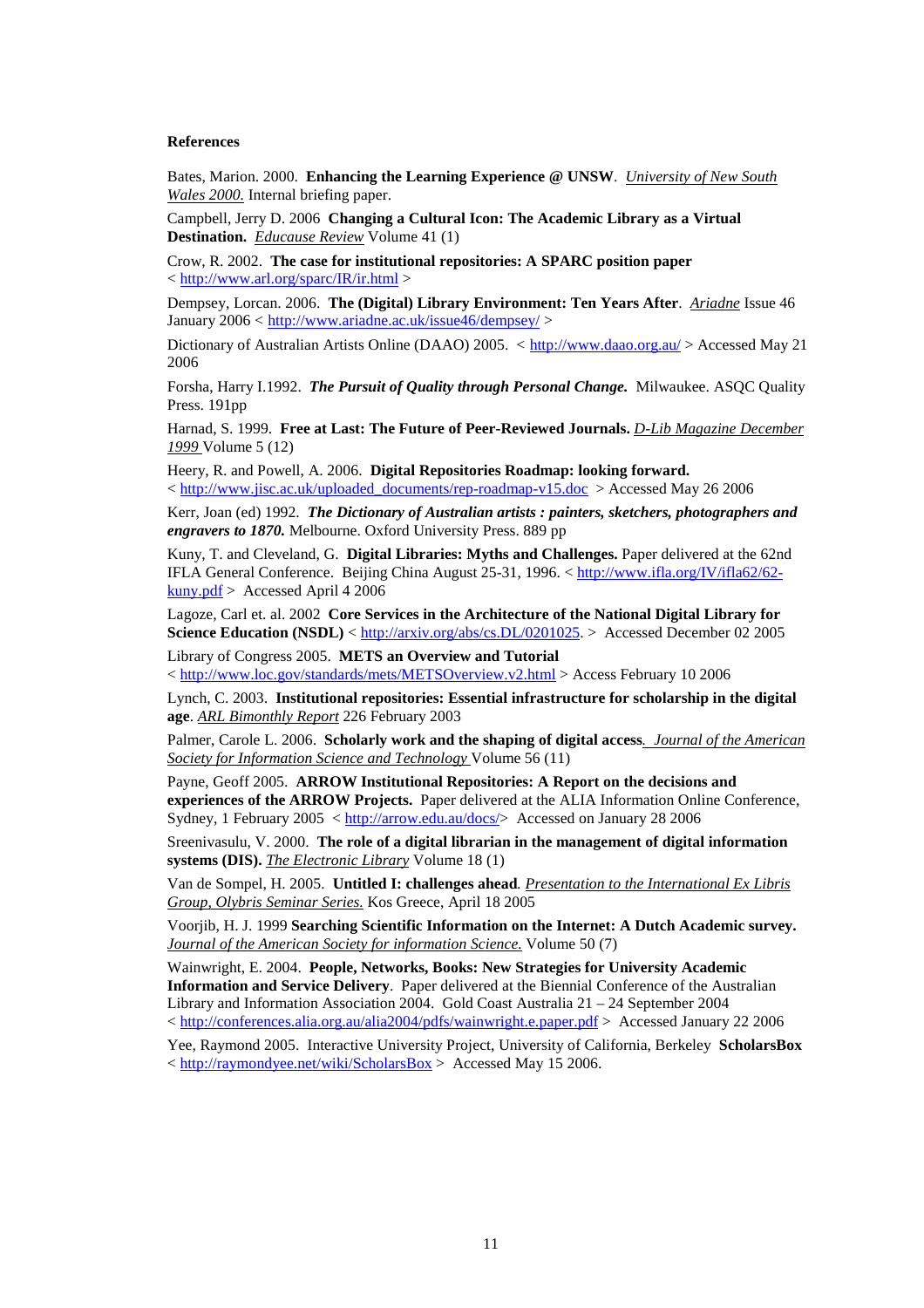**References**

Bates, Marion. 2000. **Enhancing the Learning Experience @ UNSW**. _University of New South Wales 2000._ Internal briefing paper.

Campbell, Jerry D. 2006 **Changing a Cultural Icon: The Academic Library as a Virtual Destination.** _Educause Review_ Volume 41 (1)

Crow, R. 2002. **The case for institutional repositories: A SPARC position paper** < http://www.arl.org/sparc/IR/ir.html >

Dempsey, Lorcan. 2006. **The (Digital) Library Environment: Ten Years After**. _Ariadne_ Issue 46 January 2006 < http://www.ariadne.ac.uk/issue46/dempsey/ >

Dictionary of Australian Artists Online (DAAO) 2005. < http://www.daao.org.au/ > Accessed May 21 2006

Forsha, Harry I.1992. ***The Pursuit of Quality through Personal Change.*** Milwaukee. ASQC Quality Press. 191pp

Harnad, S. 1999. **Free at Last: The Future of Peer-Reviewed Journals.** _D-Lib Magazine December 1999_ Volume 5 (12)

Heery, R. and Powell, A. 2006. **Digital Repositories Roadmap: looking forward.** < http://www.jisc.ac.uk/uploaded_documents/rep-roadmap-v15.doc > Accessed May 26 2006

Kerr, Joan (ed) 1992. ***The Dictionary of Australian artists : painters, sketchers, photographers and engravers to 1870.*** Melbourne. Oxford University Press. 889 pp

Kuny, T. and Cleveland, G. **Digital Libraries: Myths and Challenges.** Paper delivered at the 62nd IFLA General Conference. Beijing China August 25-31, 1996. < http://www.ifla.org/IV/ifla62/62-kuny.pdf > Accessed April 4 2006

Lagoze, Carl et. al. 2002 **Core Services in the Architecture of the National Digital Library for Science Education (NSDL)** < http://arxiv.org/abs/cs.DL/0201025. > Accessed December 02 2005

Library of Congress 2005. **METS an Overview and Tutorial** < http://www.loc.gov/standards/mets/METSOverview.v2.html > Access February 10 2006

Lynch, C. 2003. **Institutional repositories: Essential infrastructure for scholarship in the digital age**. _ARL Bimonthly Report_ 226 February 2003

Palmer, Carole L. 2006. **Scholarly work and the shaping of digital access**. _Journal of the American Society for Information Science and Technology_ Volume 56 (11)

Payne, Geoff 2005. **ARROW Institutional Repositories: A Report on the decisions and experiences of the ARROW Projects.** Paper delivered at the ALIA Information Online Conference, Sydney, 1 February 2005 < http://arrow.edu.au/docs/> Accessed on January 28 2006

Sreenivasulu, V. 2000. **The role of a digital librarian in the management of digital information systems (DIS).** _The Electronic Library_ Volume 18 (1)

Van de Sompel, H. 2005. **Untitled I: challenges ahead**. _Presentation to the International Ex Libris Group, Olybris Seminar Series._ Kos Greece, April 18 2005

Voorjib, H. J. 1999 **Searching Scientific Information on the Internet: A Dutch Academic survey.** _Journal of the American Society for information Science._ Volume 50 (7)

Wainwright, E. 2004. **People, Networks, Books: New Strategies for University Academic Information and Service Delivery**. Paper delivered at the Biennial Conference of the Australian Library and Information Association 2004. Gold Coast Australia 21 – 24 September 2004 < http://conferences.alia.org.au/alia2004/pdfs/wainwright.e.paper.pdf > Accessed January 22 2006

Yee, Raymond 2005. Interactive University Project, University of California, Berkeley **ScholarsBox** < http://raymondyee.net/wiki/ScholarsBox > Accessed May 15 2006.